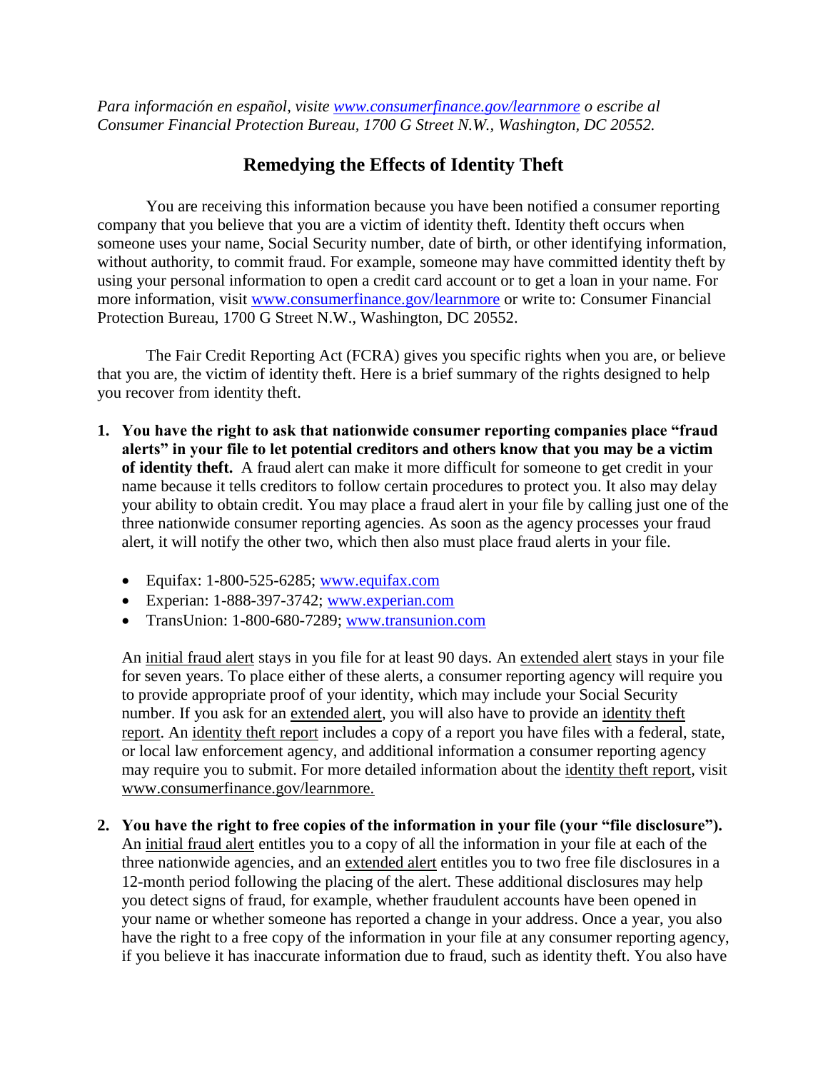*Para información en español, visite [www.consumerfinance.gov/learnmore](http://www.consumerfinance.gov/learnmore) o escribe al Consumer Financial Protection Bureau, 1700 G Street N.W., Washington, DC 20552.*

# Remedying the Effects of Identity Theft

You are receiving this information because you have been notified a consumer reporting company that you believe that you are a victim of identity theft. Identity theft occurs when someone uses your name, Social Security number, date of birth, or other identifying information, without authority, to commit fraud. For example, someone may have committed identity theft by using your personal information to open a credit card account or to get a loan in your name. For more information, visit [www.consumerfinance.gov/learnmore](http://www.consumerfinance.gov/learnmore) or write to: Consumer Financial Protection Bureau, 1700 G Street N.W., Washington, DC 20552.

The Fair Credit Reporting Act (FCRA) gives you specific rights when you are, or believe that you are, the victim of identity theft. Here is a brief summary of the rights designed to help you recover from identity theft.

1. **You have the right to ask that nationwide consumer reporting companies place "fraud alerts" in your file to let potential creditors and others know that you may be a victim of identity theft.** A fraud alert can make it more difficult for someone to get credit in your name because it tells creditors to follow certain procedures to protect you. It also may delay your ability to obtain credit. You may place a fraud alert in your file by calling just one of the three nationwide consumer reporting agencies. As soon as the agency processes your fraud alert, it will notify the other two, which then also must place fraud alerts in your file.

   - Equifax: 1-800-525-6285; [www.equifax.com](http://www.equifax.com)
   - Experian: 1-888-397-3742; [www.experian.com](http://www.experian.com)
   - TransUnion: 1-800-680-7289; [www.transunion.com](http://www.transunion.com)

   An initial fraud alert stays in you file for at least 90 days. An extended alert stays in your file for seven years. To place either of these alerts, a consumer reporting agency will require you to provide appropriate proof of your identity, which may include your Social Security number. If you ask for an extended alert, you will also have to provide an identity theft report. An identity theft report includes a copy of a report you have files with a federal, state, or local law enforcement agency, and additional information a consumer reporting agency may require you to submit. For more detailed information about the identity theft report, visit www.consumerfinance.gov/learnmore.

2. **You have the right to free copies of the information in your file (your "file disclosure").** An initial fraud alert entitles you to a copy of all the information in your file at each of the three nationwide agencies, and an extended alert entitles you to two free file disclosures in a 12-month period following the placing of the alert. These additional disclosures may help you detect signs of fraud, for example, whether fraudulent accounts have been opened in your name or whether someone has reported a change in your address. Once a year, you also have the right to a free copy of the information in your file at any consumer reporting agency, if you believe it has inaccurate information due to fraud, such as identity theft. You also have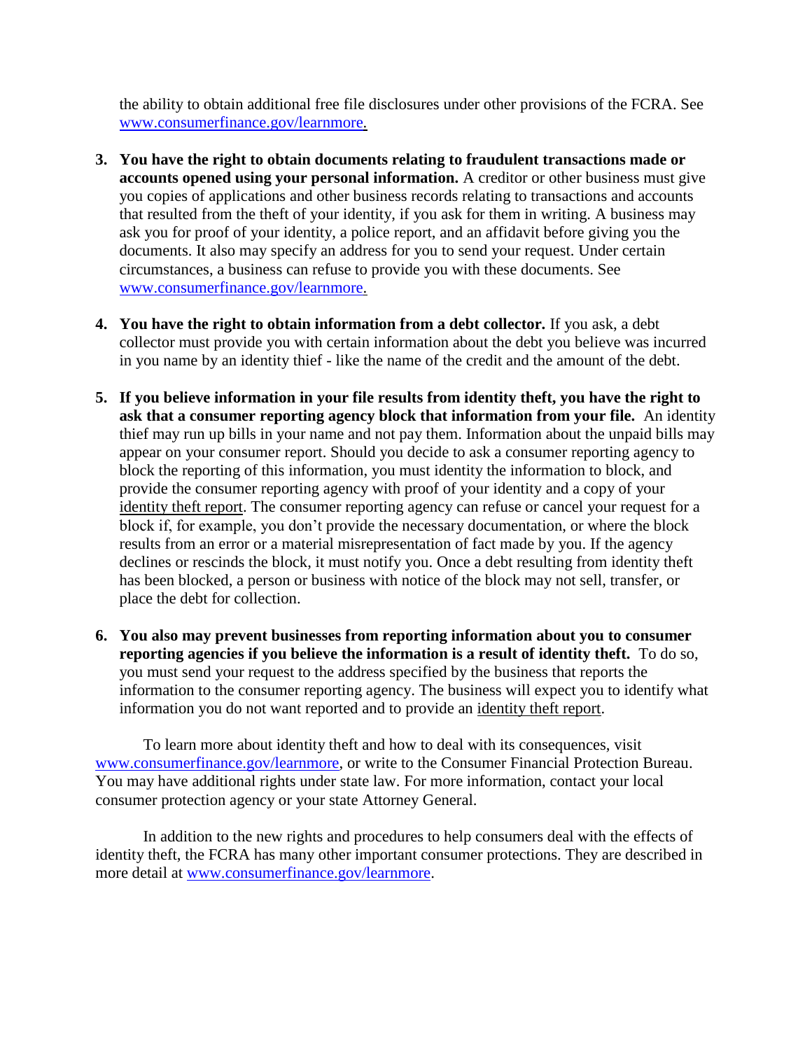the ability to obtain additional free file disclosures under other provisions of the FCRA. See www.consumerfinance.gov/learnmore.

3. **You have the right to obtain documents relating to fraudulent transactions made or accounts opened using your personal information.** A creditor or other business must give you copies of applications and other business records relating to transactions and accounts that resulted from the theft of your identity, if you ask for them in writing. A business may ask you for proof of your identity, a police report, and an affidavit before giving you the documents. It also may specify an address for you to send your request. Under certain circumstances, a business can refuse to provide you with these documents. See www.consumerfinance.gov/learnmore.

4. **You have the right to obtain information from a debt collector.** If you ask, a debt collector must provide you with certain information about the debt you believe was incurred in you name by an identity thief - like the name of the credit and the amount of the debt.

5. **If you believe information in your file results from identity theft, you have the right to ask that a consumer reporting agency block that information from your file.** An identity thief may run up bills in your name and not pay them. Information about the unpaid bills may appear on your consumer report. Should you decide to ask a consumer reporting agency to block the reporting of this information, you must identity the information to block, and provide the consumer reporting agency with proof of your identity and a copy of your identity theft report. The consumer reporting agency can refuse or cancel your request for a block if, for example, you don't provide the necessary documentation, or where the block results from an error or a material misrepresentation of fact made by you. If the agency declines or rescinds the block, it must notify you. Once a debt resulting from identity theft has been blocked, a person or business with notice of the block may not sell, transfer, or place the debt for collection.

6. **You also may prevent businesses from reporting information about you to consumer reporting agencies if you believe the information is a result of identity theft.** To do so, you must send your request to the address specified by the business that reports the information to the consumer reporting agency. The business will expect you to identify what information you do not want reported and to provide an identity theft report.

To learn more about identity theft and how to deal with its consequences, visit www.consumerfinance.gov/learnmore, or write to the Consumer Financial Protection Bureau. You may have additional rights under state law. For more information, contact your local consumer protection agency or your state Attorney General.

In addition to the new rights and procedures to help consumers deal with the effects of identity theft, the FCRA has many other important consumer protections. They are described in more detail at www.consumerfinance.gov/learnmore.